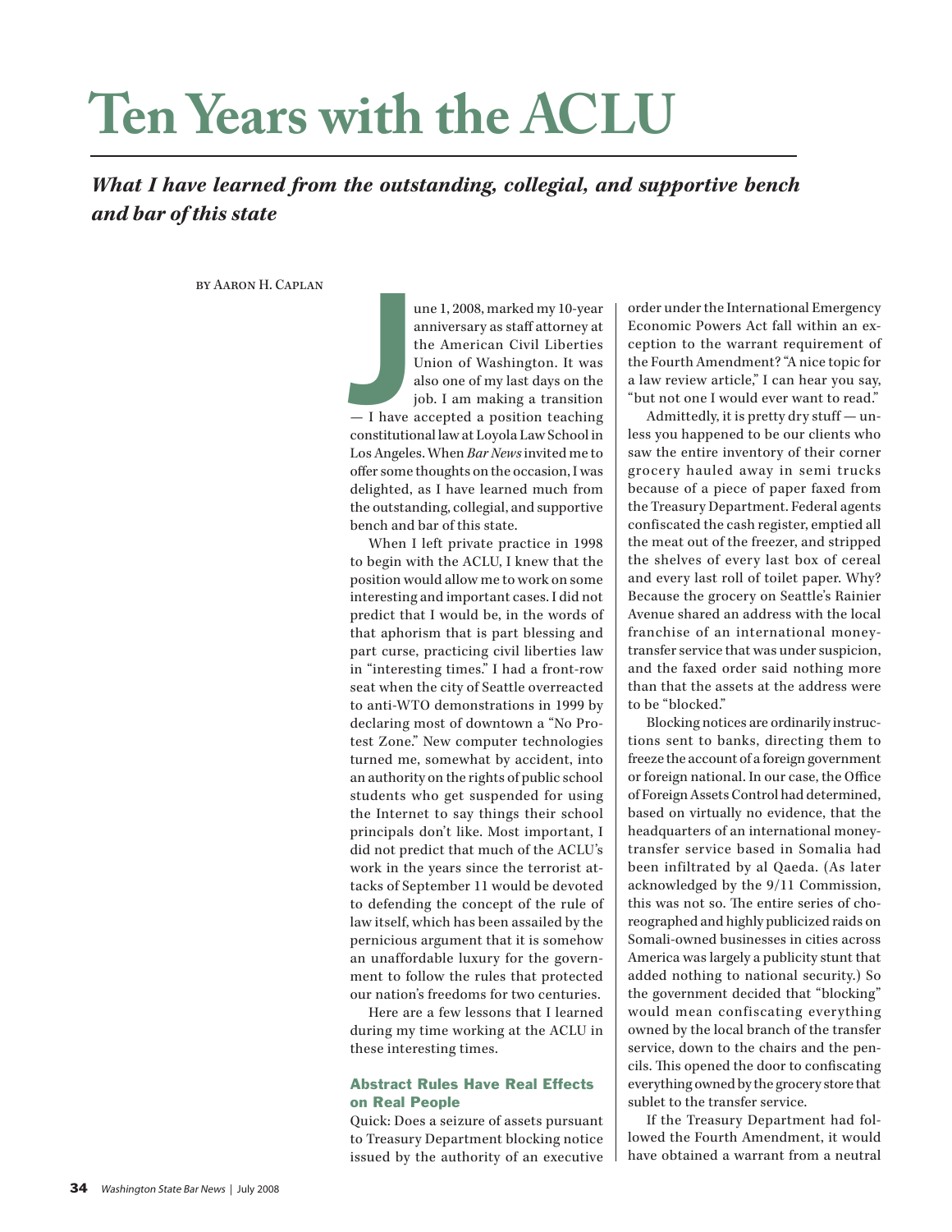# Ten Years with the ACLU

***What I have learned from the outstanding, collegial, and supportive bench and bar of this state***

BY AARON H. CAPLAN

June 1, 2008, marked my 10-year anniversary as staff attorney at the American Civil Liberties Union of Washington. It was also one of my last days on the job. I am making a transition — I have accepted a position teaching constitutional law at Loyola Law School in Los Angeles. When *Bar News* invited me to offer some thoughts on the occasion, I was delighted, as I have learned much from the outstanding, collegial, and supportive bench and bar of this state.

When I left private practice in 1998 to begin with the ACLU, I knew that the position would allow me to work on some interesting and important cases. I did not predict that I would be, in the words of that aphorism that is part blessing and part curse, practicing civil liberties law in "interesting times." I had a front-row seat when the city of Seattle overreacted to anti-WTO demonstrations in 1999 by declaring most of downtown a "No Protest Zone." New computer technologies turned me, somewhat by accident, into an authority on the rights of public school students who get suspended for using the Internet to say things their school principals don't like. Most important, I did not predict that much of the ACLU's work in the years since the terrorist attacks of September 11 would be devoted to defending the concept of the rule of law itself, which has been assailed by the pernicious argument that it is somehow an unaffordable luxury for the government to follow the rules that protected our nation's freedoms for two centuries.

Here are a few lessons that I learned during my time working at the ACLU in these interesting times.

### Abstract Rules Have Real Effects on Real People

Quick: Does a seizure of assets pursuant to Treasury Department blocking notice issued by the authority of an executive order under the International Emergency Economic Powers Act fall within an exception to the warrant requirement of the Fourth Amendment? "A nice topic for a law review article," I can hear you say, "but not one I would ever want to read."

Admittedly, it is pretty dry stuff — unless you happened to be our clients who saw the entire inventory of their corner grocery hauled away in semi trucks because of a piece of paper faxed from the Treasury Department. Federal agents confiscated the cash register, emptied all the meat out of the freezer, and stripped the shelves of every last box of cereal and every last roll of toilet paper. Why? Because the grocery on Seattle's Rainier Avenue shared an address with the local franchise of an international money-transfer service that was under suspicion, and the faxed order said nothing more than that the assets at the address were to be "blocked."

Blocking notices are ordinarily instructions sent to banks, directing them to freeze the account of a foreign government or foreign national. In our case, the Office of Foreign Assets Control had determined, based on virtually no evidence, that the headquarters of an international money-transfer service based in Somalia had been infiltrated by al Qaeda. (As later acknowledged by the 9/11 Commission, this was not so. The entire series of choreographed and highly publicized raids on Somali-owned businesses in cities across America was largely a publicity stunt that added nothing to national security.) So the government decided that "blocking" would mean confiscating everything owned by the local branch of the transfer service, down to the chairs and the pencils. This opened the door to confiscating everything owned by the grocery store that sublet to the transfer service.

If the Treasury Department had followed the Fourth Amendment, it would have obtained a warrant from a neutral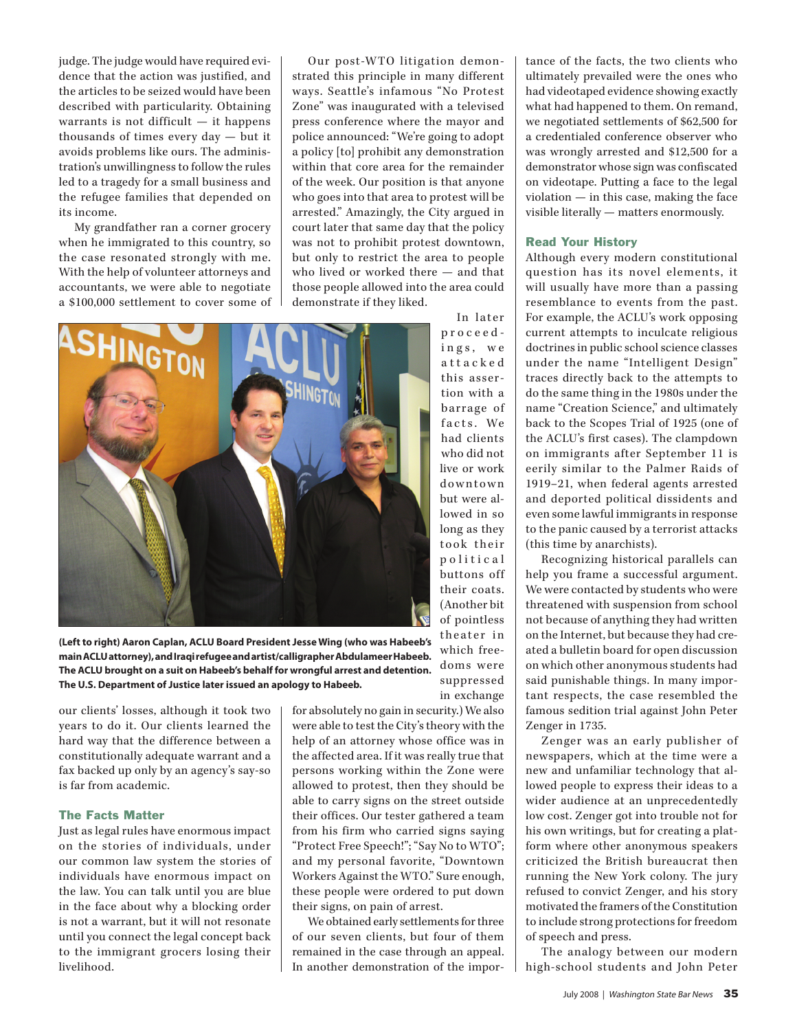judge. The judge would have required evidence that the action was justified, and the articles to be seized would have been described with particularity. Obtaining warrants is not difficult — it happens thousands of times every day — but it avoids problems like ours. The administration's unwillingness to follow the rules led to a tragedy for a small business and the refugee families that depended on its income.

My grandfather ran a corner grocery when he immigrated to this country, so the case resonated strongly with me. With the help of volunteer attorneys and accountants, we were able to negotiate a $100,000 settlement to cover some of our clients' losses, although it took two years to do it. Our clients learned the hard way that the difference between a constitutionally adequate warrant and a fax backed up only by an agency's say-so is far from academic.

### The Facts Matter

Just as legal rules have enormous impact on the stories of individuals, under our common law system the stories of individuals have enormous impact on the law. You can talk until you are blue in the face about why a blocking order is not a warrant, but it will not resonate until you connect the legal concept back to the immigrant grocers losing their livelihood.

Our post-WTO litigation demonstrated this principle in many different ways. Seattle's infamous "No Protest Zone" was inaugurated with a televised press conference where the mayor and police announced: "We're going to adopt a policy [to] prohibit any demonstration within that core area for the remainder of the week. Our position is that anyone who goes into that area to protest will be arrested." Amazingly, the City argued in court later that same day that the policy was not to prohibit protest downtown, but only to restrict the area to people who lived or worked there — and that those people allowed into the area could demonstrate if they liked.

In later proceedings, we attacked this assertion with a barrage of facts. We had clients who did not live or work downtown but were allowed in so long as they took their political buttons off their coats. (Another bit of pointless theater in which freedoms were suppressed in exchange for absolutely no gain in security.) We also were able to test the City's theory with the help of an attorney whose office was in the affected area. If it was really true that persons working within the Zone were allowed to protest, then they should be able to carry signs on the street outside their offices. Our tester gathered a team from his firm who carried signs saying "Protect Free Speech!"; "Say No to WTO"; and my personal favorite, "Downtown Workers Against the WTO." Sure enough, these people were ordered to put down their signs, on pain of arrest.

**(Left to right) Aaron Caplan, ACLU Board President Jesse Wing (who was Habeeb's main ACLU attorney), and Iraqi refugee and artist/calligrapher Abdulameer Habeeb. The ACLU brought on a suit on Habeeb's behalf for wrongful arrest and detention. The U.S. Department of Justice later issued an apology to Habeeb.**

We obtained early settlements for three of our seven clients, but four of them remained in the case through an appeal. In another demonstration of the importance of the facts, the two clients who ultimately prevailed were the ones who had videotaped evidence showing exactly what had happened to them. On remand, we negotiated settlements of $62,500 for a credentialed conference observer who was wrongly arrested and $12,500 for a demonstrator whose sign was confiscated on videotape. Putting a face to the legal violation — in this case, making the face visible literally — matters enormously.

### Read Your History

Although every modern constitutional question has its novel elements, it will usually have more than a passing resemblance to events from the past. For example, the ACLU's work opposing current attempts to inculcate religious doctrines in public school science classes under the name "Intelligent Design" traces directly back to the attempts to do the same thing in the 1980s under the name "Creation Science," and ultimately back to the Scopes Trial of 1925 (one of the ACLU's first cases). The clampdown on immigrants after September 11 is eerily similar to the Palmer Raids of 1919–21, when federal agents arrested and deported political dissidents and even some lawful immigrants in response to the panic caused by a terrorist attacks (this time by anarchists).

Recognizing historical parallels can help you frame a successful argument. We were contacted by students who were threatened with suspension from school not because of anything they had written on the Internet, but because they had created a bulletin board for open discussion on which other anonymous students had said punishable things. In many important respects, the case resembled the famous sedition trial against John Peter Zenger in 1735.

Zenger was an early publisher of newspapers, which at the time were a new and unfamiliar technology that allowed people to express their ideas to a wider audience at an unprecedentedly low cost. Zenger got into trouble not for his own writings, but for creating a platform where other anonymous speakers criticized the British bureaucrat then running the New York colony. The jury refused to convict Zenger, and his story motivated the framers of the Constitution to include strong protections for freedom of speech and press.

The analogy between our modern high-school students and John Peter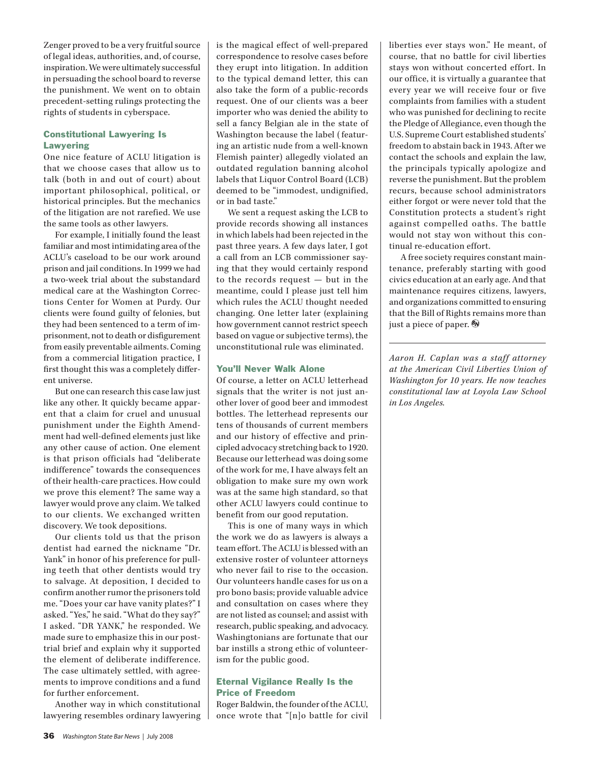Zenger proved to be a very fruitful source of legal ideas, authorities, and, of course, inspiration. We were ultimately successful in persuading the school board to reverse the punishment. We went on to obtain precedent-setting rulings protecting the rights of students in cyberspace.

## Constitutional Lawyering Is Lawyering

One nice feature of ACLU litigation is that we choose cases that allow us to talk (both in and out of court) about important philosophical, political, or historical principles. But the mechanics of the litigation are not rarefied. We use the same tools as other lawyers.

For example, I initially found the least familiar and most intimidating area of the ACLU's caseload to be our work around prison and jail conditions. In 1999 we had a two-week trial about the substandard medical care at the Washington Corrections Center for Women at Purdy. Our clients were found guilty of felonies, but they had been sentenced to a term of imprisonment, not to death or disfigurement from easily preventable ailments. Coming from a commercial litigation practice, I first thought this was a completely different universe.

But one can research this case law just like any other. It quickly became apparent that a claim for cruel and unusual punishment under the Eighth Amendment had well-defined elements just like any other cause of action. One element is that prison officials had "deliberate indifference" towards the consequences of their health-care practices. How could we prove this element? The same way a lawyer would prove any claim. We talked to our clients. We exchanged written discovery. We took depositions.

Our clients told us that the prison dentist had earned the nickname "Dr. Yank" in honor of his preference for pulling teeth that other dentists would try to salvage. At deposition, I decided to confirm another rumor the prisoners told me. "Does your car have vanity plates?" I asked. "Yes," he said. "What do they say?" I asked. "DR YANK," he responded. We made sure to emphasize this in our post-trial brief and explain why it supported the element of deliberate indifference. The case ultimately settled, with agreements to improve conditions and a fund for further enforcement.

Another way in which constitutional lawyering resembles ordinary lawyering is the magical effect of well-prepared correspondence to resolve cases before they erupt into litigation. In addition to the typical demand letter, this can also take the form of a public-records request. One of our clients was a beer importer who was denied the ability to sell a fancy Belgian ale in the state of Washington because the label (featuring an artistic nude from a well-known Flemish painter) allegedly violated an outdated regulation banning alcohol labels that Liquor Control Board (LCB) deemed to be "immodest, undignified, or in bad taste."

We sent a request asking the LCB to provide records showing all instances in which labels had been rejected in the past three years. A few days later, I got a call from an LCB commissioner saying that they would certainly respond to the records request — but in the meantime, could I please just tell him which rules the ACLU thought needed changing. One letter later (explaining how government cannot restrict speech based on vague or subjective terms), the unconstitutional rule was eliminated.

## You'll Never Walk Alone

Of course, a letter on ACLU letterhead signals that the writer is not just another lover of good beer and immodest bottles. The letterhead represents our tens of thousands of current members and our history of effective and principled advocacy stretching back to 1920. Because our letterhead was doing some of the work for me, I have always felt an obligation to make sure my own work was at the same high standard, so that other ACLU lawyers could continue to benefit from our good reputation.

This is one of many ways in which the work we do as lawyers is always a team effort. The ACLU is blessed with an extensive roster of volunteer attorneys who never fail to rise to the occasion. Our volunteers handle cases for us on a pro bono basis; provide valuable advice and consultation on cases where they are not listed as counsel; and assist with research, public speaking, and advocacy. Washingtonians are fortunate that our bar instills a strong ethic of volunteerism for the public good.

## Eternal Vigilance Really Is the Price of Freedom

Roger Baldwin, the founder of the ACLU, once wrote that "[n]o battle for civil liberties ever stays won." He meant, of course, that no battle for civil liberties stays won without concerted effort. In our office, it is virtually a guarantee that every year we will receive four or five complaints from families with a student who was punished for declining to recite the Pledge of Allegiance, even though the U.S. Supreme Court established students' freedom to abstain back in 1943. After we contact the schools and explain the law, the principals typically apologize and reverse the punishment. But the problem recurs, because school administrators either forgot or were never told that the Constitution protects a student's right against compelled oaths. The battle would not stay won without this continual re-education effort.

A free society requires constant maintenance, preferably starting with good civics education at an early age. And that maintenance requires citizens, lawyers, and organizations committed to ensuring that the Bill of Rights remains more than just a piece of paper.

---

*Aaron H. Caplan was a staff attorney at the American Civil Liberties Union of Washington for 10 years. He now teaches constitutional law at Loyola Law School in Los Angeles.*